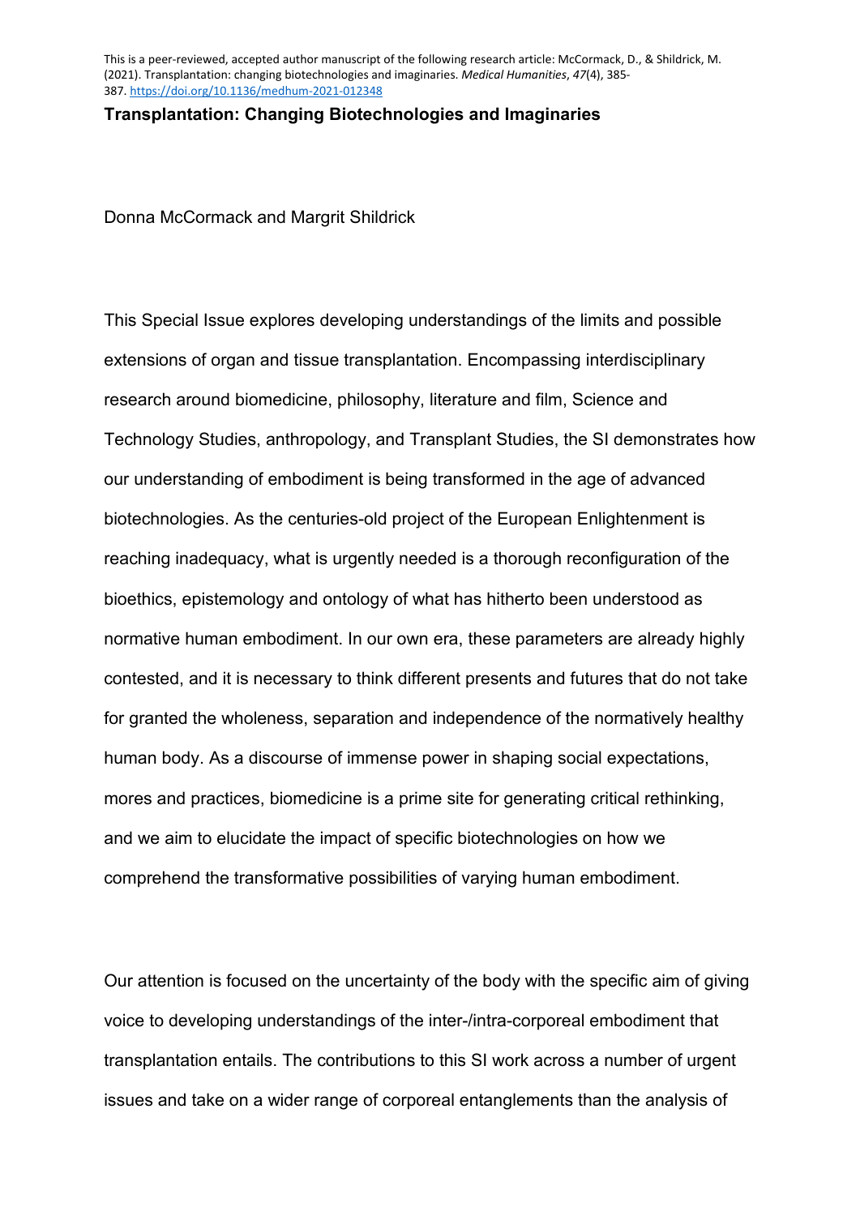This is a peer-reviewed, accepted author manuscript of the following research article: McCormack, D., & Shildrick, M. (2021). Transplantation: changing biotechnologies and imaginaries. *Medical Humanities*, *47*(4), 385-387. https://doi.org/10.1136/medhum-2021-012348

**Transplantation: Changing Biotechnologies and Imaginaries**

Donna McCormack and Margrit Shildrick

This Special Issue explores developing understandings of the limits and possible extensions of organ and tissue transplantation. Encompassing interdisciplinary research around biomedicine, philosophy, literature and film, Science and Technology Studies, anthropology, and Transplant Studies, the SI demonstrates how our understanding of embodiment is being transformed in the age of advanced biotechnologies. As the centuries-old project of the European Enlightenment is reaching inadequacy, what is urgently needed is a thorough reconfiguration of the bioethics, epistemology and ontology of what has hitherto been understood as normative human embodiment. In our own era, these parameters are already highly contested, and it is necessary to think different presents and futures that do not take for granted the wholeness, separation and independence of the normatively healthy human body. As a discourse of immense power in shaping social expectations, mores and practices, biomedicine is a prime site for generating critical rethinking, and we aim to elucidate the impact of specific biotechnologies on how we comprehend the transformative possibilities of varying human embodiment.

Our attention is focused on the uncertainty of the body with the specific aim of giving voice to developing understandings of the inter-/intra-corporeal embodiment that transplantation entails. The contributions to this SI work across a number of urgent issues and take on a wider range of corporeal entanglements than the analysis of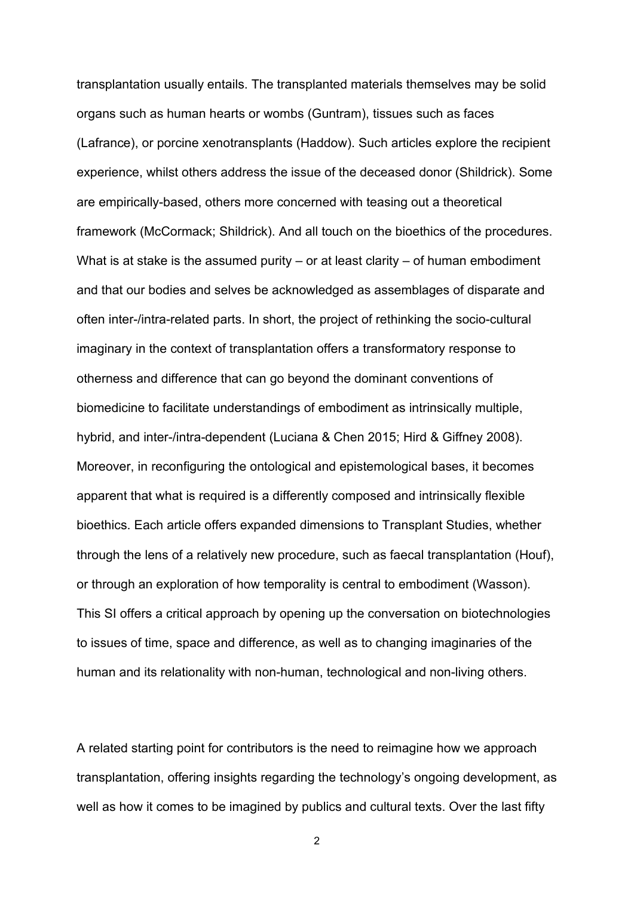transplantation usually entails. The transplanted materials themselves may be solid organs such as human hearts or wombs (Guntram), tissues such as faces (Lafrance), or porcine xenotransplants (Haddow). Such articles explore the recipient experience, whilst others address the issue of the deceased donor (Shildrick). Some are empirically-based, others more concerned with teasing out a theoretical framework (McCormack; Shildrick). And all touch on the bioethics of the procedures. What is at stake is the assumed purity – or at least clarity – of human embodiment and that our bodies and selves be acknowledged as assemblages of disparate and often inter-/intra-related parts. In short, the project of rethinking the socio-cultural imaginary in the context of transplantation offers a transformatory response to otherness and difference that can go beyond the dominant conventions of biomedicine to facilitate understandings of embodiment as intrinsically multiple, hybrid, and inter-/intra-dependent (Luciana & Chen 2015; Hird & Giffney 2008). Moreover, in reconfiguring the ontological and epistemological bases, it becomes apparent that what is required is a differently composed and intrinsically flexible bioethics. Each article offers expanded dimensions to Transplant Studies, whether through the lens of a relatively new procedure, such as faecal transplantation (Houf), or through an exploration of how temporality is central to embodiment (Wasson). This SI offers a critical approach by opening up the conversation on biotechnologies to issues of time, space and difference, as well as to changing imaginaries of the human and its relationality with non-human, technological and non-living others.

A related starting point for contributors is the need to reimagine how we approach transplantation, offering insights regarding the technology's ongoing development, as well as how it comes to be imagined by publics and cultural texts. Over the last fifty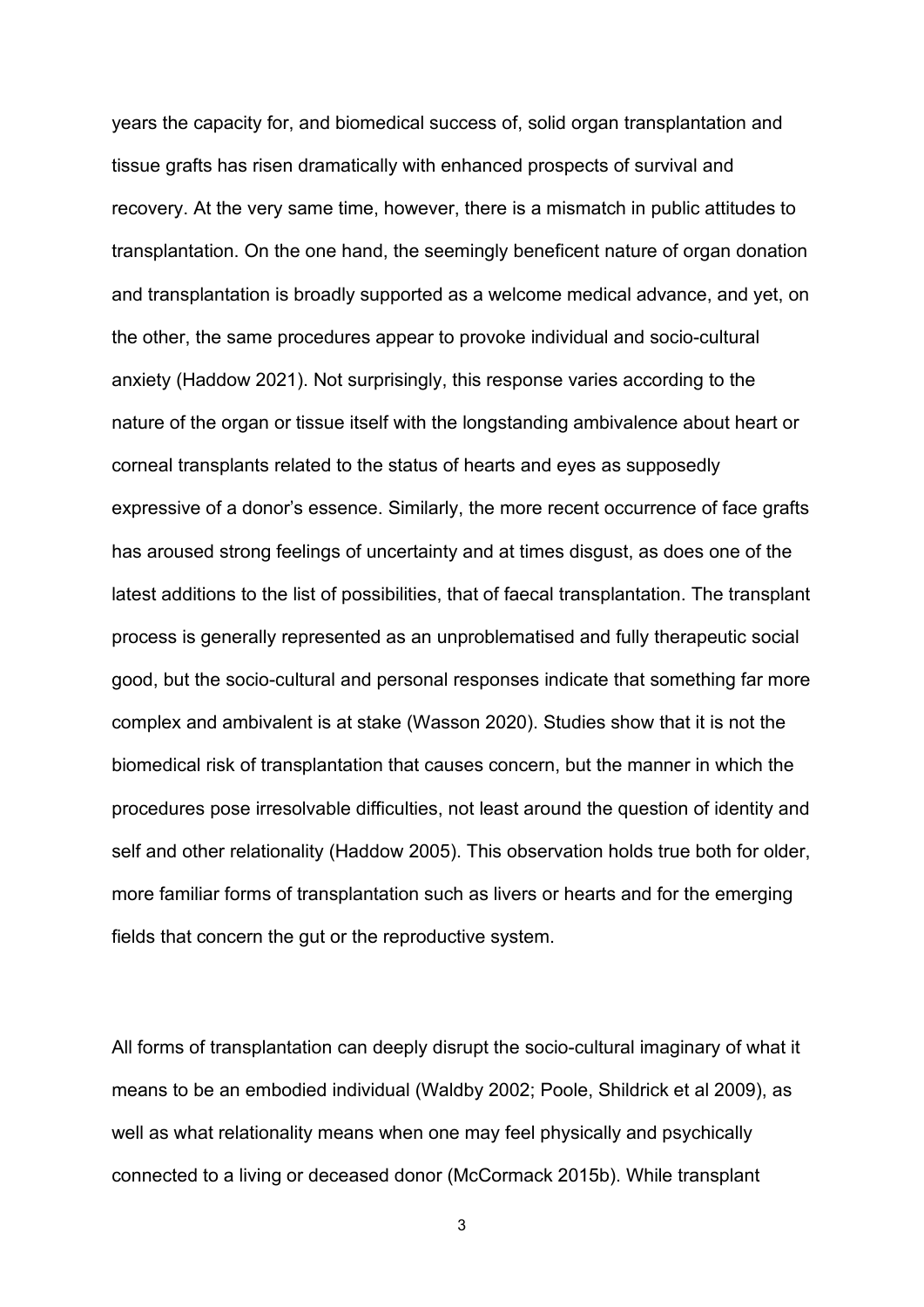years the capacity for, and biomedical success of, solid organ transplantation and tissue grafts has risen dramatically with enhanced prospects of survival and recovery. At the very same time, however, there is a mismatch in public attitudes to transplantation. On the one hand, the seemingly beneficent nature of organ donation and transplantation is broadly supported as a welcome medical advance, and yet, on the other, the same procedures appear to provoke individual and socio-cultural anxiety (Haddow 2021). Not surprisingly, this response varies according to the nature of the organ or tissue itself with the longstanding ambivalence about heart or corneal transplants related to the status of hearts and eyes as supposedly expressive of a donor's essence. Similarly, the more recent occurrence of face grafts has aroused strong feelings of uncertainty and at times disgust, as does one of the latest additions to the list of possibilities, that of faecal transplantation. The transplant process is generally represented as an unproblematised and fully therapeutic social good, but the socio-cultural and personal responses indicate that something far more complex and ambivalent is at stake (Wasson 2020). Studies show that it is not the biomedical risk of transplantation that causes concern, but the manner in which the procedures pose irresolvable difficulties, not least around the question of identity and self and other relationality (Haddow 2005). This observation holds true both for older, more familiar forms of transplantation such as livers or hearts and for the emerging fields that concern the gut or the reproductive system.

All forms of transplantation can deeply disrupt the socio-cultural imaginary of what it means to be an embodied individual (Waldby 2002; Poole, Shildrick et al 2009), as well as what relationality means when one may feel physically and psychically connected to a living or deceased donor (McCormack 2015b). While transplant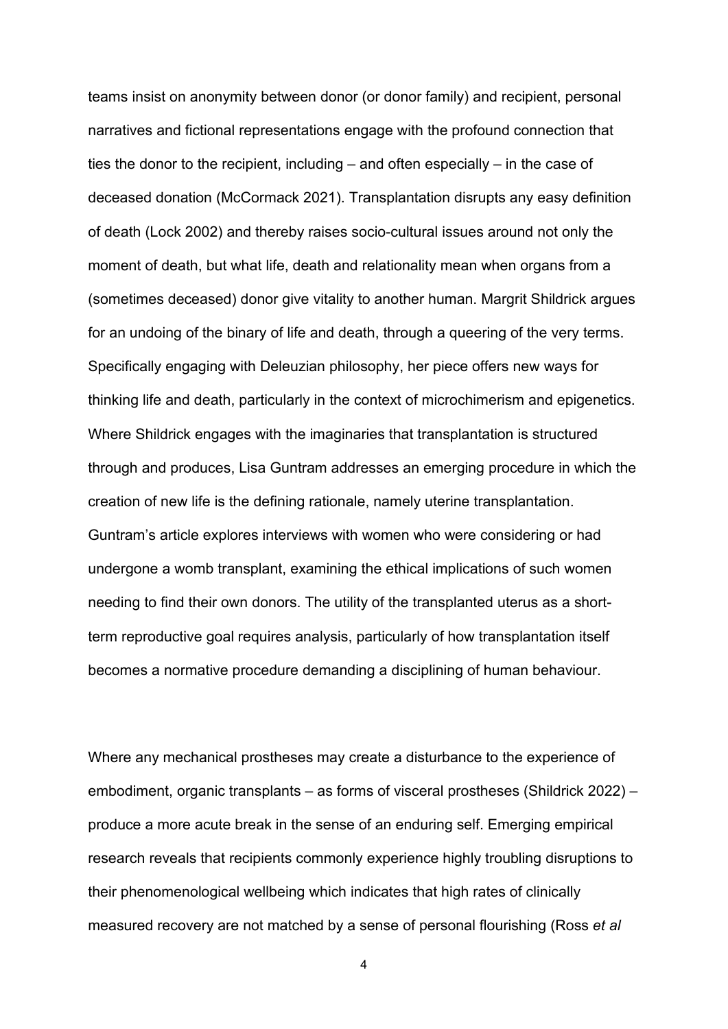teams insist on anonymity between donor (or donor family) and recipient, personal narratives and fictional representations engage with the profound connection that ties the donor to the recipient, including – and often especially – in the case of deceased donation (McCormack 2021). Transplantation disrupts any easy definition of death (Lock 2002) and thereby raises socio-cultural issues around not only the moment of death, but what life, death and relationality mean when organs from a (sometimes deceased) donor give vitality to another human. Margrit Shildrick argues for an undoing of the binary of life and death, through a queering of the very terms. Specifically engaging with Deleuzian philosophy, her piece offers new ways for thinking life and death, particularly in the context of microchimerism and epigenetics. Where Shildrick engages with the imaginaries that transplantation is structured through and produces, Lisa Guntram addresses an emerging procedure in which the creation of new life is the defining rationale, namely uterine transplantation. Guntram's article explores interviews with women who were considering or had undergone a womb transplant, examining the ethical implications of such women needing to find their own donors. The utility of the transplanted uterus as a short-term reproductive goal requires analysis, particularly of how transplantation itself becomes a normative procedure demanding a disciplining of human behaviour.

Where any mechanical prostheses may create a disturbance to the experience of embodiment, organic transplants – as forms of visceral prostheses (Shildrick 2022) – produce a more acute break in the sense of an enduring self. Emerging empirical research reveals that recipients commonly experience highly troubling disruptions to their phenomenological wellbeing which indicates that high rates of clinically measured recovery are not matched by a sense of personal flourishing (Ross *et al*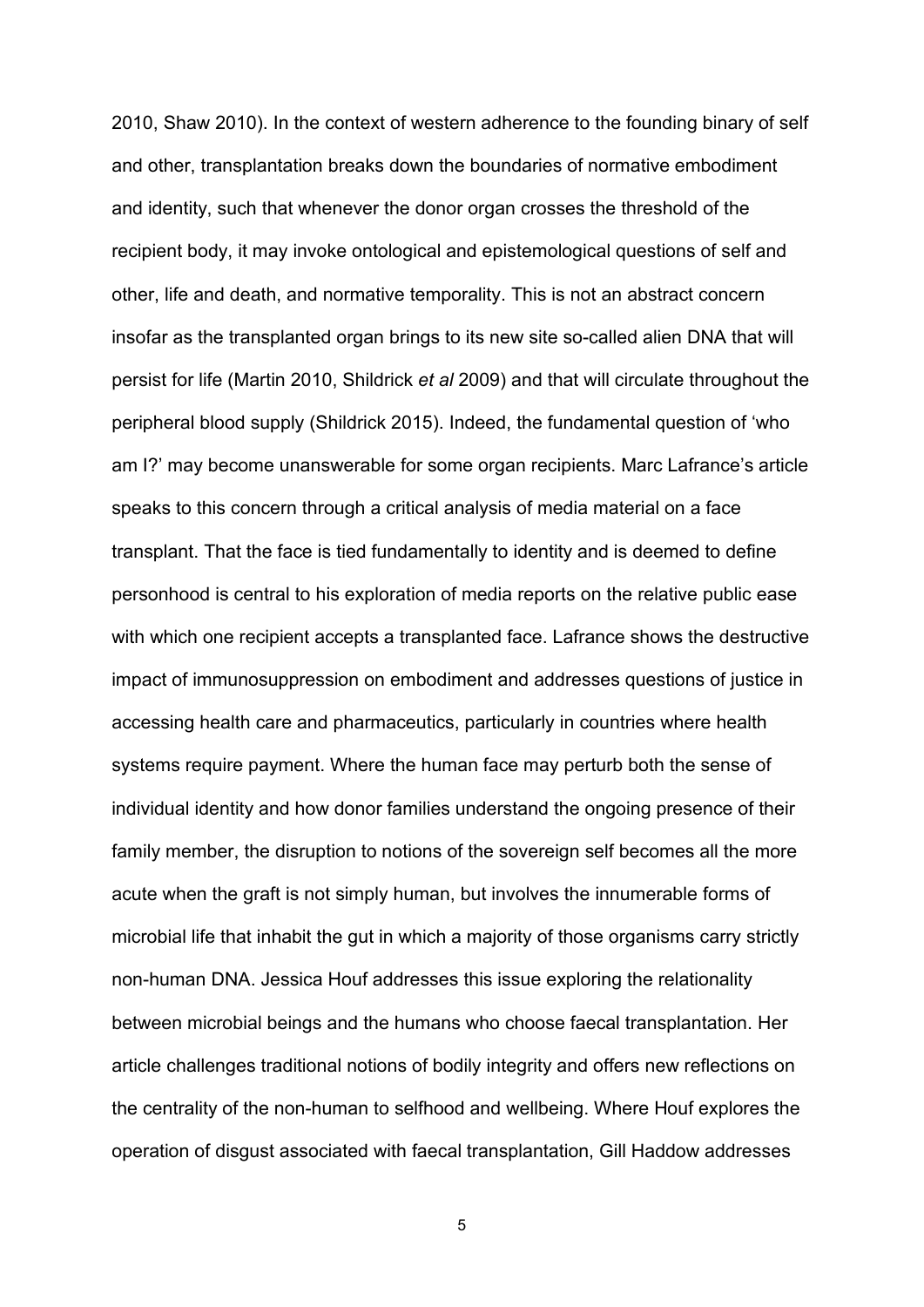2010, Shaw 2010). In the context of western adherence to the founding binary of self and other, transplantation breaks down the boundaries of normative embodiment and identity, such that whenever the donor organ crosses the threshold of the recipient body, it may invoke ontological and epistemological questions of self and other, life and death, and normative temporality. This is not an abstract concern insofar as the transplanted organ brings to its new site so-called alien DNA that will persist for life (Martin 2010, Shildrick *et al* 2009) and that will circulate throughout the peripheral blood supply (Shildrick 2015). Indeed, the fundamental question of 'who am I?' may become unanswerable for some organ recipients. Marc Lafrance's article speaks to this concern through a critical analysis of media material on a face transplant. That the face is tied fundamentally to identity and is deemed to define personhood is central to his exploration of media reports on the relative public ease with which one recipient accepts a transplanted face. Lafrance shows the destructive impact of immunosuppression on embodiment and addresses questions of justice in accessing health care and pharmaceutics, particularly in countries where health systems require payment. Where the human face may perturb both the sense of individual identity and how donor families understand the ongoing presence of their family member, the disruption to notions of the sovereign self becomes all the more acute when the graft is not simply human, but involves the innumerable forms of microbial life that inhabit the gut in which a majority of those organisms carry strictly non-human DNA. Jessica Houf addresses this issue exploring the relationality between microbial beings and the humans who choose faecal transplantation. Her article challenges traditional notions of bodily integrity and offers new reflections on the centrality of the non-human to selfhood and wellbeing. Where Houf explores the operation of disgust associated with faecal transplantation, Gill Haddow addresses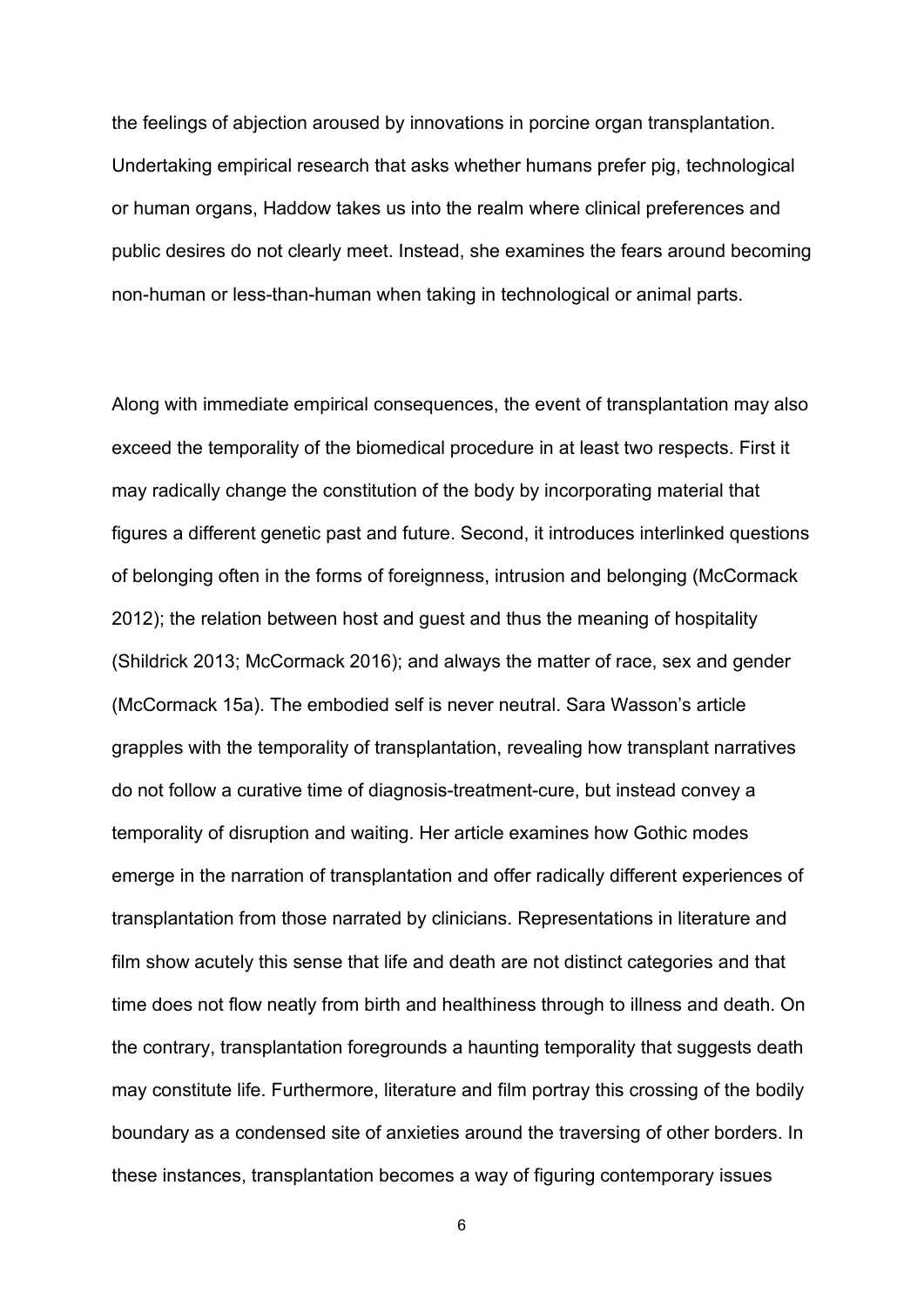the feelings of abjection aroused by innovations in porcine organ transplantation. Undertaking empirical research that asks whether humans prefer pig, technological or human organs, Haddow takes us into the realm where clinical preferences and public desires do not clearly meet. Instead, she examines the fears around becoming non-human or less-than-human when taking in technological or animal parts.

Along with immediate empirical consequences, the event of transplantation may also exceed the temporality of the biomedical procedure in at least two respects. First it may radically change the constitution of the body by incorporating material that figures a different genetic past and future. Second, it introduces interlinked questions of belonging often in the forms of foreignness, intrusion and belonging (McCormack 2012); the relation between host and guest and thus the meaning of hospitality (Shildrick 2013; McCormack 2016); and always the matter of race, sex and gender (McCormack 15a). The embodied self is never neutral. Sara Wasson's article grapples with the temporality of transplantation, revealing how transplant narratives do not follow a curative time of diagnosis-treatment-cure, but instead convey a temporality of disruption and waiting. Her article examines how Gothic modes emerge in the narration of transplantation and offer radically different experiences of transplantation from those narrated by clinicians. Representations in literature and film show acutely this sense that life and death are not distinct categories and that time does not flow neatly from birth and healthiness through to illness and death. On the contrary, transplantation foregrounds a haunting temporality that suggests death may constitute life. Furthermore, literature and film portray this crossing of the bodily boundary as a condensed site of anxieties around the traversing of other borders. In these instances, transplantation becomes a way of figuring contemporary issues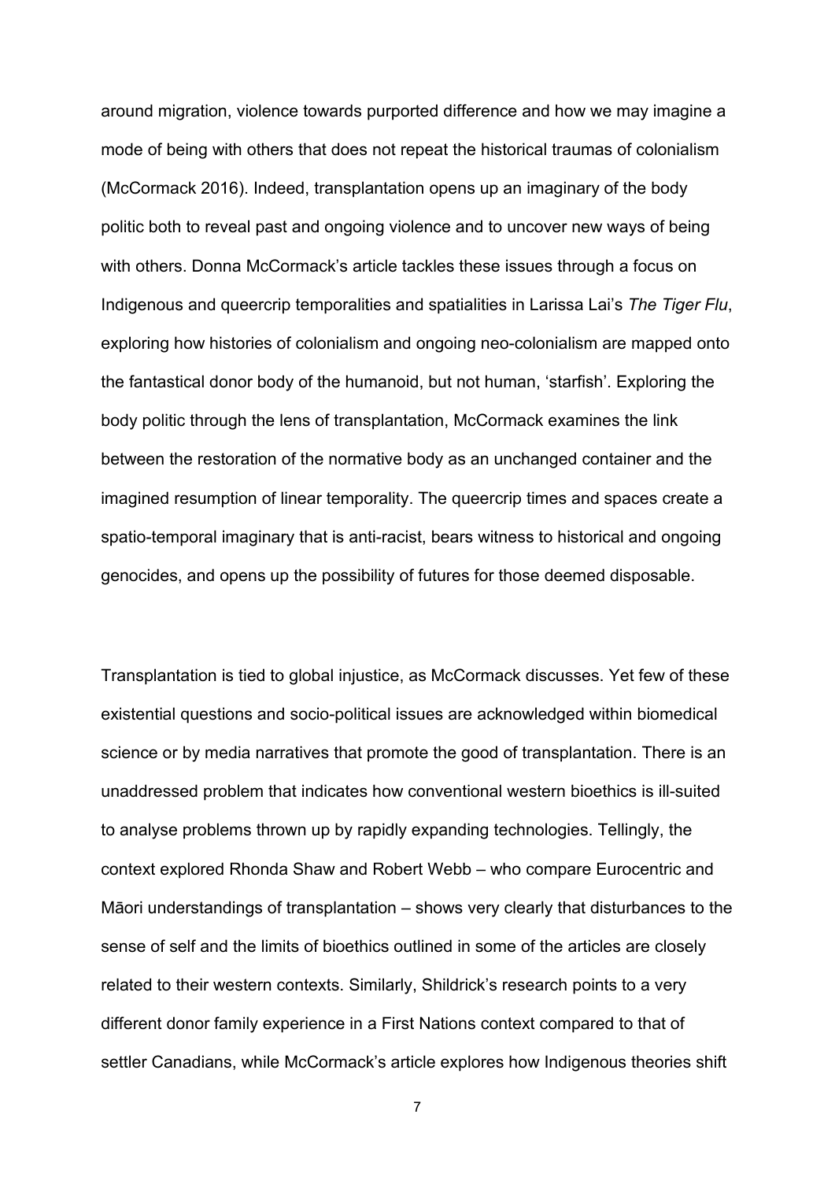around migration, violence towards purported difference and how we may imagine a mode of being with others that does not repeat the historical traumas of colonialism (McCormack 2016). Indeed, transplantation opens up an imaginary of the body politic both to reveal past and ongoing violence and to uncover new ways of being with others. Donna McCormack's article tackles these issues through a focus on Indigenous and queercrip temporalities and spatialities in Larissa Lai's *The Tiger Flu*, exploring how histories of colonialism and ongoing neo-colonialism are mapped onto the fantastical donor body of the humanoid, but not human, 'starfish'. Exploring the body politic through the lens of transplantation, McCormack examines the link between the restoration of the normative body as an unchanged container and the imagined resumption of linear temporality. The queercrip times and spaces create a spatio-temporal imaginary that is anti-racist, bears witness to historical and ongoing genocides, and opens up the possibility of futures for those deemed disposable.

Transplantation is tied to global injustice, as McCormack discusses. Yet few of these existential questions and socio-political issues are acknowledged within biomedical science or by media narratives that promote the good of transplantation. There is an unaddressed problem that indicates how conventional western bioethics is ill-suited to analyse problems thrown up by rapidly expanding technologies. Tellingly, the context explored Rhonda Shaw and Robert Webb – who compare Eurocentric and Māori understandings of transplantation – shows very clearly that disturbances to the sense of self and the limits of bioethics outlined in some of the articles are closely related to their western contexts. Similarly, Shildrick's research points to a very different donor family experience in a First Nations context compared to that of settler Canadians, while McCormack's article explores how Indigenous theories shift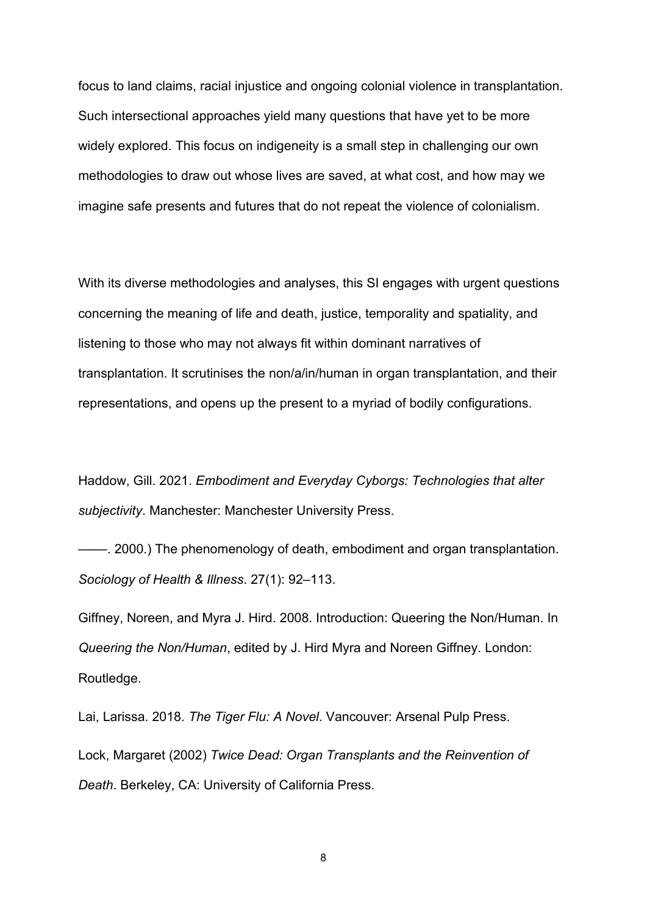focus to land claims, racial injustice and ongoing colonial violence in transplantation. Such intersectional approaches yield many questions that have yet to be more widely explored. This focus on indigeneity is a small step in challenging our own methodologies to draw out whose lives are saved, at what cost, and how may we imagine safe presents and futures that do not repeat the violence of colonialism.

With its diverse methodologies and analyses, this SI engages with urgent questions concerning the meaning of life and death, justice, temporality and spatiality, and listening to those who may not always fit within dominant narratives of transplantation. It scrutinises the non/a/in/human in organ transplantation, and their representations, and opens up the present to a myriad of bodily configurations.

Haddow, Gill. 2021. *Embodiment and Everyday Cyborgs: Technologies that alter subjectivity*. Manchester: Manchester University Press.

——. 2000.) The phenomenology of death, embodiment and organ transplantation. *Sociology of Health & Illness*. 27(1): 92–113.

Giffney, Noreen, and Myra J. Hird. 2008. Introduction: Queering the Non/Human. In *Queering the Non/Human*, edited by J. Hird Myra and Noreen Giffney. London: Routledge.

Lai, Larissa. 2018. *The Tiger Flu: A Novel*. Vancouver: Arsenal Pulp Press.

Lock, Margaret (2002) *Twice Dead: Organ Transplants and the Reinvention of Death*. Berkeley, CA: University of California Press.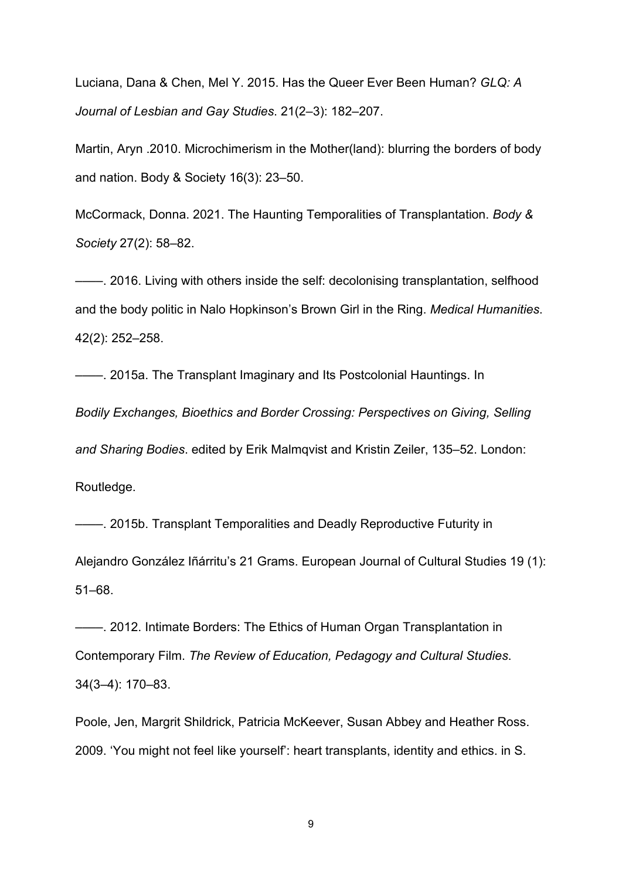Luciana, Dana & Chen, Mel Y. 2015. Has the Queer Ever Been Human? *GLQ: A Journal of Lesbian and Gay Studies*. 21(2–3): 182–207.

Martin, Aryn .2010. Microchimerism in the Mother(land): blurring the borders of body and nation. Body & Society 16(3): 23–50.

McCormack, Donna. 2021. The Haunting Temporalities of Transplantation. *Body & Society* 27(2): 58–82.

——. 2016. Living with others inside the self: decolonising transplantation, selfhood and the body politic in Nalo Hopkinson's Brown Girl in the Ring. *Medical Humanities*. 42(2): 252–258.

——. 2015a. The Transplant Imaginary and Its Postcolonial Hauntings. In *Bodily Exchanges, Bioethics and Border Crossing: Perspectives on Giving, Selling and Sharing Bodies*. edited by Erik Malmqvist and Kristin Zeiler, 135–52. London: Routledge.

——. 2015b. Transplant Temporalities and Deadly Reproductive Futurity in Alejandro González Iñárritu's 21 Grams. European Journal of Cultural Studies 19 (1): 51–68.

——. 2012. Intimate Borders: The Ethics of Human Organ Transplantation in Contemporary Film. *The Review of Education, Pedagogy and Cultural Studies*. 34(3–4): 170–83.

Poole, Jen, Margrit Shildrick, Patricia McKeever, Susan Abbey and Heather Ross. 2009. 'You might not feel like yourself': heart transplants, identity and ethics. in S.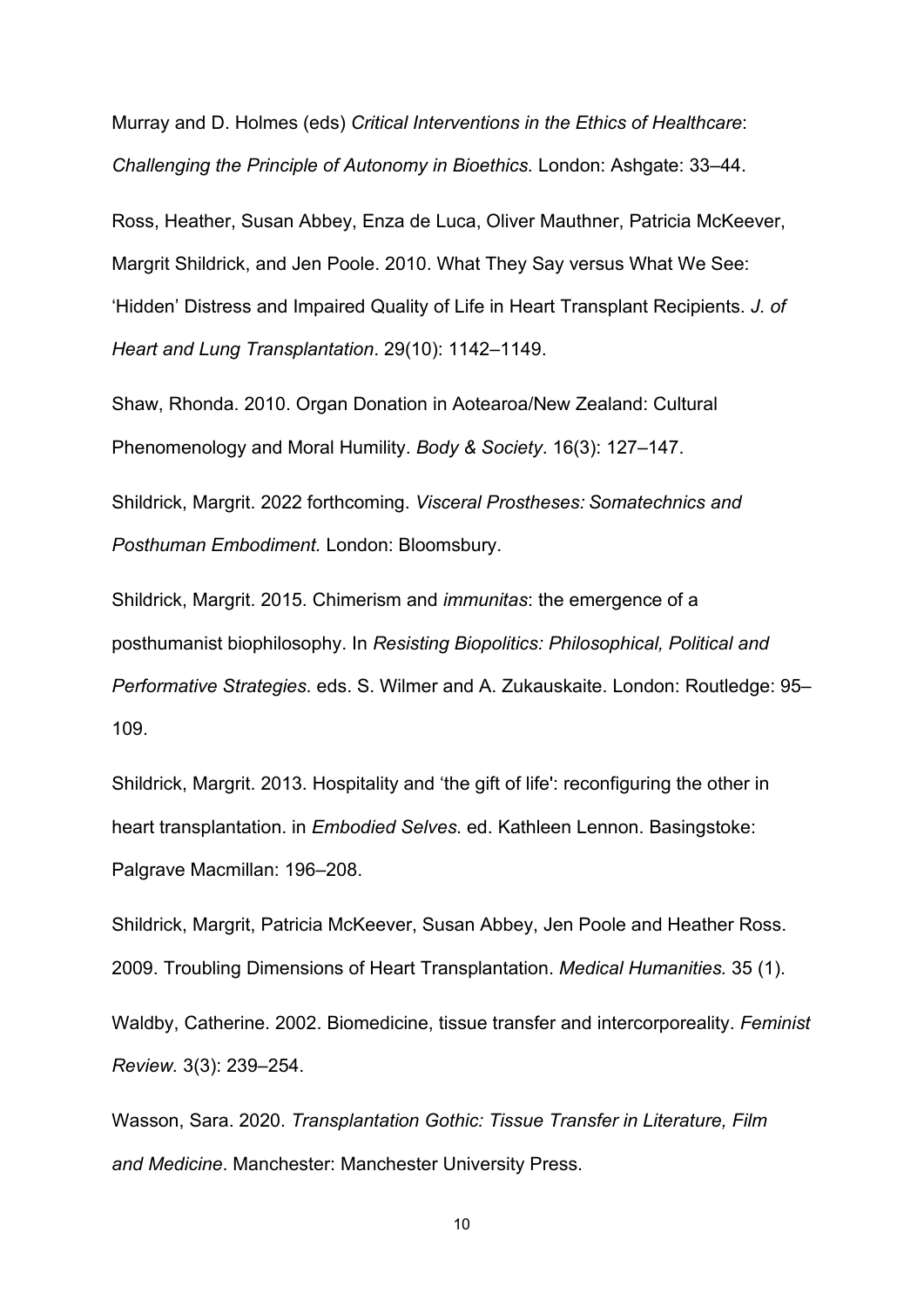Murray and D. Holmes (eds) *Critical Interventions in the Ethics of Healthcare*: *Challenging the Principle of Autonomy in Bioethics*. London: Ashgate: 33–44.

Ross, Heather, Susan Abbey, Enza de Luca, Oliver Mauthner, Patricia McKeever, Margrit Shildrick, and Jen Poole. 2010. What They Say versus What We See: 'Hidden' Distress and Impaired Quality of Life in Heart Transplant Recipients. *J. of Heart and Lung Transplantation*. 29(10): 1142–1149.

Shaw, Rhonda. 2010. Organ Donation in Aotearoa/New Zealand: Cultural Phenomenology and Moral Humility. *Body & Society*. 16(3): 127–147.

Shildrick, Margrit. 2022 forthcoming. *Visceral Prostheses: Somatechnics and Posthuman Embodiment.* London: Bloomsbury.

Shildrick, Margrit. 2015. Chimerism and *immunitas*: the emergence of a posthumanist biophilosophy. In *Resisting Biopolitics: Philosophical, Political and Performative Strategies*. eds. S. Wilmer and A. Zukauskaite. London: Routledge: 95–109.

Shildrick, Margrit. 2013. Hospitality and 'the gift of life': reconfiguring the other in heart transplantation. in *Embodied Selves*. ed. Kathleen Lennon. Basingstoke: Palgrave Macmillan: 196–208.

Shildrick, Margrit, Patricia McKeever, Susan Abbey, Jen Poole and Heather Ross. 2009. Troubling Dimensions of Heart Transplantation. *Medical Humanities.* 35 (1).

Waldby, Catherine. 2002. Biomedicine, tissue transfer and intercorporeality. *Feminist Review.* 3(3): 239–254.

Wasson, Sara. 2020. *Transplantation Gothic: Tissue Transfer in Literature, Film and Medicine*. Manchester: Manchester University Press.